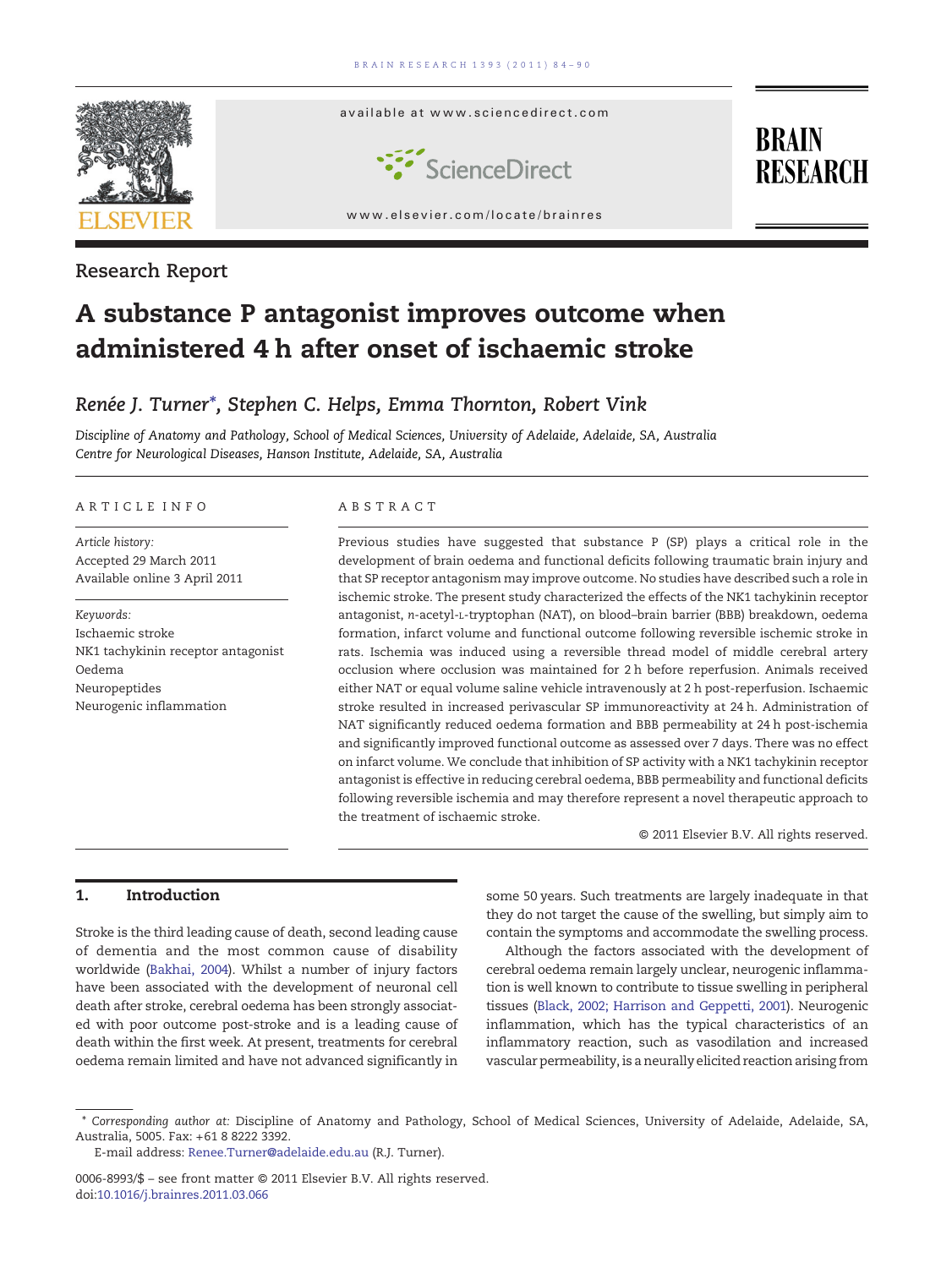Research Report

# A substance P antagonist improves outcome when administered 4 h after onset of ischaemic stroke

*Renée J. Turner\*, Stephen C. Helps, Emma Thornton, Robert Vink*

*Discipline of Anatomy and Pathology, School of Medical Sciences, University of Adelaide, Adelaide, SA, Australia*
*Centre for Neurological Diseases, Hanson Institute, Adelaide, SA, Australia*

## ARTICLE INFO

*Article history:*
Accepted 29 March 2011
Available online 3 April 2011

*Keywords:*
Ischaemic stroke
NK1 tachykinin receptor antagonist
Oedema
Neuropeptides
Neurogenic inflammation

## ABSTRACT

Previous studies have suggested that substance P (SP) plays a critical role in the development of brain oedema and functional deficits following traumatic brain injury and that SP receptor antagonism may improve outcome. No studies have described such a role in ischemic stroke. The present study characterized the effects of the NK1 tachykinin receptor antagonist, *n*-acetyl-L-tryptophan (NAT), on blood–brain barrier (BBB) breakdown, oedema formation, infarct volume and functional outcome following reversible ischemic stroke in rats. Ischemia was induced using a reversible thread model of middle cerebral artery occlusion where occlusion was maintained for 2 h before reperfusion. Animals received either NAT or equal volume saline vehicle intravenously at 2 h post-reperfusion. Ischaemic stroke resulted in increased perivascular SP immunoreactivity at 24 h. Administration of NAT significantly reduced oedema formation and BBB permeability at 24 h post-ischemia and significantly improved functional outcome as assessed over 7 days. There was no effect on infarct volume. We conclude that inhibition of SP activity with a NK1 tachykinin receptor antagonist is effective in reducing cerebral oedema, BBB permeability and functional deficits following reversible ischemia and may therefore represent a novel therapeutic approach to the treatment of ischaemic stroke.

© 2011 Elsevier B.V. All rights reserved.

## 1. Introduction

Stroke is the third leading cause of death, second leading cause of dementia and the most common cause of disability worldwide (Bakhai, 2004). Whilst a number of injury factors have been associated with the development of neuronal cell death after stroke, cerebral oedema has been strongly associated with poor outcome post-stroke and is a leading cause of death within the first week. At present, treatments for cerebral oedema remain limited and have not advanced significantly in some 50 years. Such treatments are largely inadequate in that they do not target the cause of the swelling, but simply aim to contain the symptoms and accommodate the swelling process.

Although the factors associated with the development of cerebral oedema remain largely unclear, neurogenic inflammation is well known to contribute to tissue swelling in peripheral tissues (Black, 2002; Harrison and Geppetti, 2001). Neurogenic inflammation, which has the typical characteristics of an inflammatory reaction, such as vasodilation and increased vascular permeability, is a neurally elicited reaction arising from

\* Corresponding author at: Discipline of Anatomy and Pathology, School of Medical Sciences, University of Adelaide, Adelaide, SA, Australia, 5005. Fax: +61 8 8222 3392.
E-mail address: Renee.Turner@adelaide.edu.au (R.J. Turner).

0006-8993/$ – see front matter © 2011 Elsevier B.V. All rights reserved.
doi:10.1016/j.brainres.2011.03.066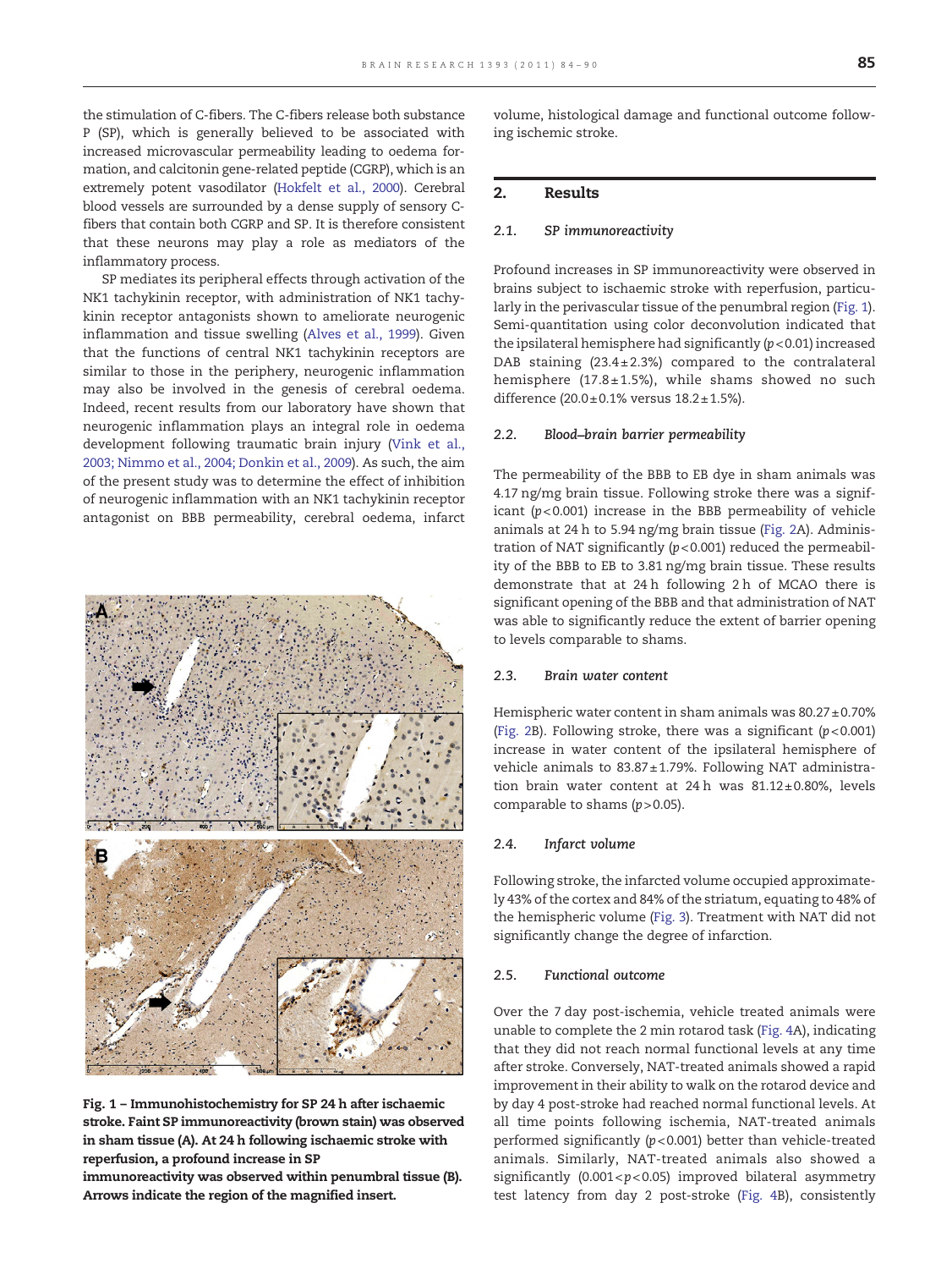the stimulation of C-fibers. The C-fibers release both substance P (SP), which is generally believed to be associated with increased microvascular permeability leading to oedema formation, and calcitonin gene-related peptide (CGRP), which is an extremely potent vasodilator (Hokfelt et al., 2000). Cerebral blood vessels are surrounded by a dense supply of sensory C-fibers that contain both CGRP and SP. It is therefore consistent that these neurons may play a role as mediators of the inflammatory process.

SP mediates its peripheral effects through activation of the NK1 tachykinin receptor, with administration of NK1 tachykinin receptor antagonists shown to ameliorate neurogenic inflammation and tissue swelling (Alves et al., 1999). Given that the functions of central NK1 tachykinin receptors are similar to those in the periphery, neurogenic inflammation may also be involved in the genesis of cerebral oedema. Indeed, recent results from our laboratory have shown that neurogenic inflammation plays an integral role in oedema development following traumatic brain injury (Vink et al., 2003; Nimmo et al., 2004; Donkin et al., 2009). As such, the aim of the present study was to determine the effect of inhibition of neurogenic inflammation with an NK1 tachykinin receptor antagonist on BBB permeability, cerebral oedema, infarct volume, histological damage and functional outcome following ischemic stroke.

**Fig. 1 – Immunohistochemistry for SP 24 h after ischaemic stroke. Faint SP immunoreactivity (brown stain) was observed in sham tissue (A). At 24 h following ischaemic stroke with reperfusion, a profound increase in SP immunoreactivity was observed within penumbral tissue (B). Arrows indicate the region of the magnified insert.**

## 2. Results

### 2.1. SP immunoreactivity

Profound increases in SP immunoreactivity were observed in brains subject to ischaemic stroke with reperfusion, particularly in the perivascular tissue of the penumbral region (Fig. 1). Semi-quantitation using color deconvolution indicated that the ipsilateral hemisphere had significantly ($p<0.01$) increased DAB staining ($23.4 \pm 2.3\%$) compared to the contralateral hemisphere ($17.8 \pm 1.5\%$), while shams showed no such difference ($20.0 \pm 0.1\%$ versus $18.2 \pm 1.5\%$).

### 2.2. Blood–brain barrier permeability

The permeability of the BBB to EB dye in sham animals was 4.17 ng/mg brain tissue. Following stroke there was a significant ($p<0.001$) increase in the BBB permeability of vehicle animals at 24 h to 5.94 ng/mg brain tissue (Fig. 2A). Administration of NAT significantly ($p<0.001$) reduced the permeability of the BBB to EB to 3.81 ng/mg brain tissue. These results demonstrate that at 24 h following 2 h of MCAO there is significant opening of the BBB and that administration of NAT was able to significantly reduce the extent of barrier opening to levels comparable to shams.

### 2.3. Brain water content

Hemispheric water content in sham animals was $80.27 \pm 0.70\%$ (Fig. 2B). Following stroke, there was a significant ($p<0.001$) increase in water content of the ipsilateral hemisphere of vehicle animals to $83.87 \pm 1.79\%$. Following NAT administration brain water content at 24 h was $81.12 \pm 0.80\%$, levels comparable to shams ($p>0.05$).

### 2.4. Infarct volume

Following stroke, the infarcted volume occupied approximately 43% of the cortex and 84% of the striatum, equating to 48% of the hemispheric volume (Fig. 3). Treatment with NAT did not significantly change the degree of infarction.

### 2.5. Functional outcome

Over the 7 day post-ischemia, vehicle treated animals were unable to complete the 2 min rotarod task (Fig. 4A), indicating that they did not reach normal functional levels at any time after stroke. Conversely, NAT-treated animals showed a rapid improvement in their ability to walk on the rotarod device and by day 4 post-stroke had reached normal functional levels. At all time points following ischemia, NAT-treated animals performed significantly ($p<0.001$) better than vehicle-treated animals. Similarly, NAT-treated animals also showed a significantly ($0.001<p<0.05$) improved bilateral asymmetry test latency from day 2 post-stroke (Fig. 4B), consistently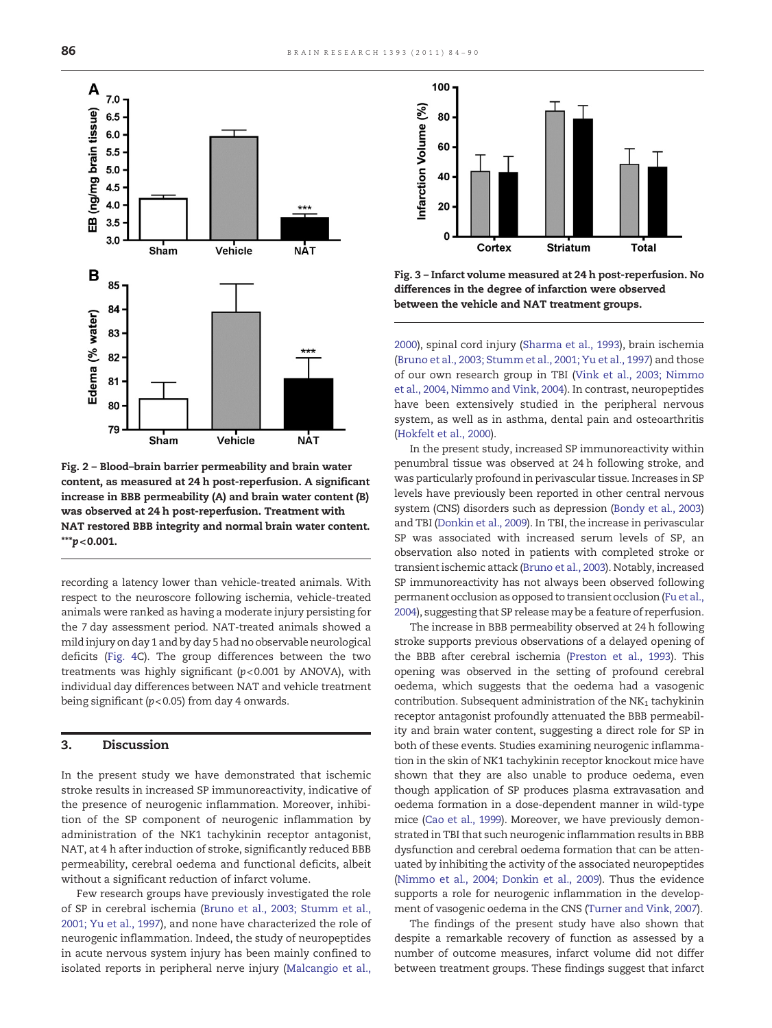Fig. 2 – Blood–brain barrier permeability and brain water content, as measured at 24 h post-reperfusion. A significant increase in BBB permeability (A) and brain water content (B) was observed at 24 h post-reperfusion. Treatment with NAT restored BBB integrity and normal brain water content. ***$p<0.001$.

Fig. 3 – Infarct volume measured at 24 h post-reperfusion. No differences in the degree of infarction were observed between the vehicle and NAT treatment groups.

recording a latency lower than vehicle-treated animals. With respect to the neuroscore following ischemia, vehicle-treated animals were ranked as having a moderate injury persisting for the 7 day assessment period. NAT-treated animals showed a mild injury on day 1 and by day 5 had no observable neurological deficits (Fig. 4C). The group differences between the two treatments was highly significant ($p<0.001$ by ANOVA), with individual day differences between NAT and vehicle treatment being significant ($p<0.05$) from day 4 onwards.

## 3. Discussion

In the present study we have demonstrated that ischemic stroke results in increased SP immunoreactivity, indicative of the presence of neurogenic inflammation. Moreover, inhibition of the SP component of neurogenic inflammation by administration of the NK1 tachykinin receptor antagonist, NAT, at 4 h after induction of stroke, significantly reduced BBB permeability, cerebral oedema and functional deficits, albeit without a significant reduction of infarct volume.

Few research groups have previously investigated the role of SP in cerebral ischemia (Bruno et al., 2003; Stumm et al., 2001; Yu et al., 1997), and none have characterized the role of neurogenic inflammation. Indeed, the study of neuropeptides in acute nervous system injury has been mainly confined to isolated reports in peripheral nerve injury (Malcangio et al., 2000), spinal cord injury (Sharma et al., 1993), brain ischemia (Bruno et al., 2003; Stumm et al., 2001; Yu et al., 1997) and those of our own research group in TBI (Vink et al., 2003; Nimmo et al., 2004, Nimmo and Vink, 2004). In contrast, neuropeptides have been extensively studied in the peripheral nervous system, as well as in asthma, dental pain and osteoarthritis (Hokfelt et al., 2000).

In the present study, increased SP immunoreactivity within penumbral tissue was observed at 24 h following stroke, and was particularly profound in perivascular tissue. Increases in SP levels have previously been reported in other central nervous system (CNS) disorders such as depression (Bondy et al., 2003) and TBI (Donkin et al., 2009). In TBI, the increase in perivascular SP was associated with increased serum levels of SP, an observation also noted in patients with completed stroke or transient ischemic attack (Bruno et al., 2003). Notably, increased SP immunoreactivity has not always been observed following permanent occlusion as opposed to transient occlusion (Fu et al., 2004), suggesting that SP release may be a feature of reperfusion.

The increase in BBB permeability observed at 24 h following stroke supports previous observations of a delayed opening of the BBB after cerebral ischemia (Preston et al., 1993). This opening was observed in the setting of profound cerebral oedema, which suggests that the oedema had a vasogenic contribution. Subsequent administration of the $NK_1$ tachykinin receptor antagonist profoundly attenuated the BBB permeability and brain water content, suggesting a direct role for SP in both of these events. Studies examining neurogenic inflammation in the skin of NK1 tachykinin receptor knockout mice have shown that they are also unable to produce oedema, even though application of SP produces plasma extravasation and oedema formation in a dose-dependent manner in wild-type mice (Cao et al., 1999). Moreover, we have previously demonstrated in TBI that such neurogenic inflammation results in BBB dysfunction and cerebral oedema formation that can be attenuated by inhibiting the activity of the associated neuropeptides (Nimmo et al., 2004; Donkin et al., 2009). Thus the evidence supports a role for neurogenic inflammation in the development of vasogenic oedema in the CNS (Turner and Vink, 2007).

The findings of the present study have also shown that despite a remarkable recovery of function as assessed by a number of outcome measures, infarct volume did not differ between treatment groups. These findings suggest that infarct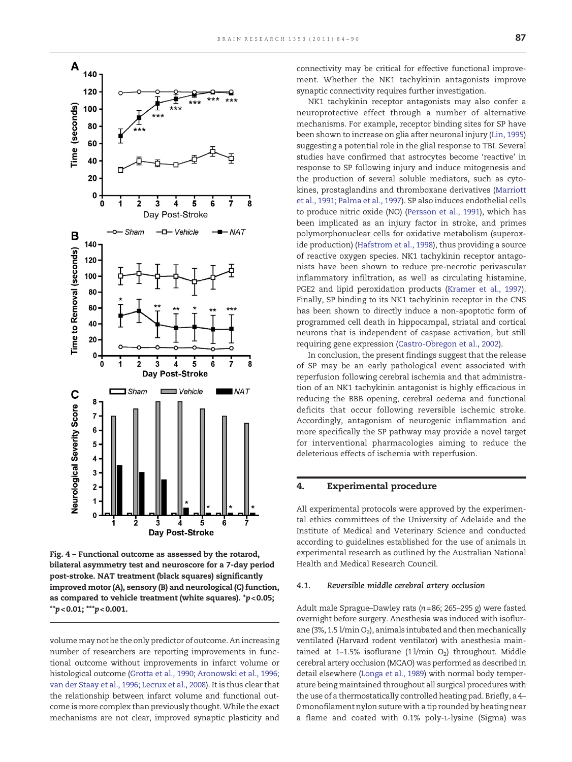Fig. 4 – Functional outcome as assessed by the rotarod, bilateral asymmetry test and neuroscore for a 7-day period post-stroke. NAT treatment (black squares) significantly improved motor (A), sensory (B) and neurological (C) function, as compared to vehicle treatment (white squares). *$p<0.05$; **$p<0.01$; ***$p<0.001$.

volume may not be the only predictor of outcome. An increasing number of researchers are reporting improvements in functional outcome without improvements in infarct volume or histological outcome (Grotta et al., 1990; Aronowski et al., 1996; van der Staay et al., 1996; Lecrux et al., 2008). It is thus clear that the relationship between infarct volume and functional outcome is more complex than previously thought. While the exact mechanisms are not clear, improved synaptic plasticity and connectivity may be critical for effective functional improvement. Whether the NK1 tachykinin antagonists improve synaptic connectivity requires further investigation.

NK1 tachykinin receptor antagonists may also confer a neuroprotective effect through a number of alternative mechanisms. For example, receptor binding sites for SP have been shown to increase on glia after neuronal injury (Lin, 1995) suggesting a potential role in the glial response to TBI. Several studies have confirmed that astrocytes become 'reactive' in response to SP following injury and induce mitogenesis and the production of several soluble mediators, such as cytokines, prostaglandins and thromboxane derivatives (Marriott et al., 1991; Palma et al., 1997). SP also induces endothelial cells to produce nitric oxide (NO) (Persson et al., 1991), which has been implicated as an injury factor in stroke, and primes polymorphonuclear cells for oxidative metabolism (superoxide production) (Hafstrom et al., 1998), thus providing a source of reactive oxygen species. NK1 tachykinin receptor antagonists have been shown to reduce pre-necrotic perivascular inflammatory infiltration, as well as circulating histamine, PGE2 and lipid peroxidation products (Kramer et al., 1997). Finally, SP binding to its NK1 tachykinin receptor in the CNS has been shown to directly induce a non-apoptotic form of programmed cell death in hippocampal, striatal and cortical neurons that is independent of caspase activation, but still requiring gene expression (Castro-Obregon et al., 2002).

In conclusion, the present findings suggest that the release of SP may be an early pathological event associated with reperfusion following cerebral ischemia and that administration of an NK1 tachykinin antagonist is highly efficacious in reducing the BBB opening, cerebral oedema and functional deficits that occur following reversible ischemic stroke. Accordingly, antagonism of neurogenic inflammation and more specifically the SP pathway may provide a novel target for interventional pharmacologies aiming to reduce the deleterious effects of ischemia with reperfusion.

## 4. Experimental procedure

All experimental protocols were approved by the experimental ethics committees of the University of Adelaide and the Institute of Medical and Veterinary Science and conducted according to guidelines established for the use of animals in experimental research as outlined by the Australian National Health and Medical Research Council.

### 4.1. *Reversible middle cerebral artery occlusion*

Adult male Sprague–Dawley rats ($n=86$; 265–295 g) were fasted overnight before surgery. Anesthesia was induced with isoflurane (3%, 1.5 l/min $O_2$), animals intubated and then mechanically ventilated (Harvard rodent ventilator) with anesthesia maintained at 1–1.5% isoflurane (1 l/min $O_2$) throughout. Middle cerebral artery occlusion (MCAO) was performed as described in detail elsewhere (Longa et al., 1989) with normal body temperature being maintained throughout all surgical procedures with the use of a thermostatically controlled heating pad. Briefly, a 4–0 monofilament nylon suture with a tip rounded by heating near a flame and coated with 0.1% poly-L-lysine (Sigma) was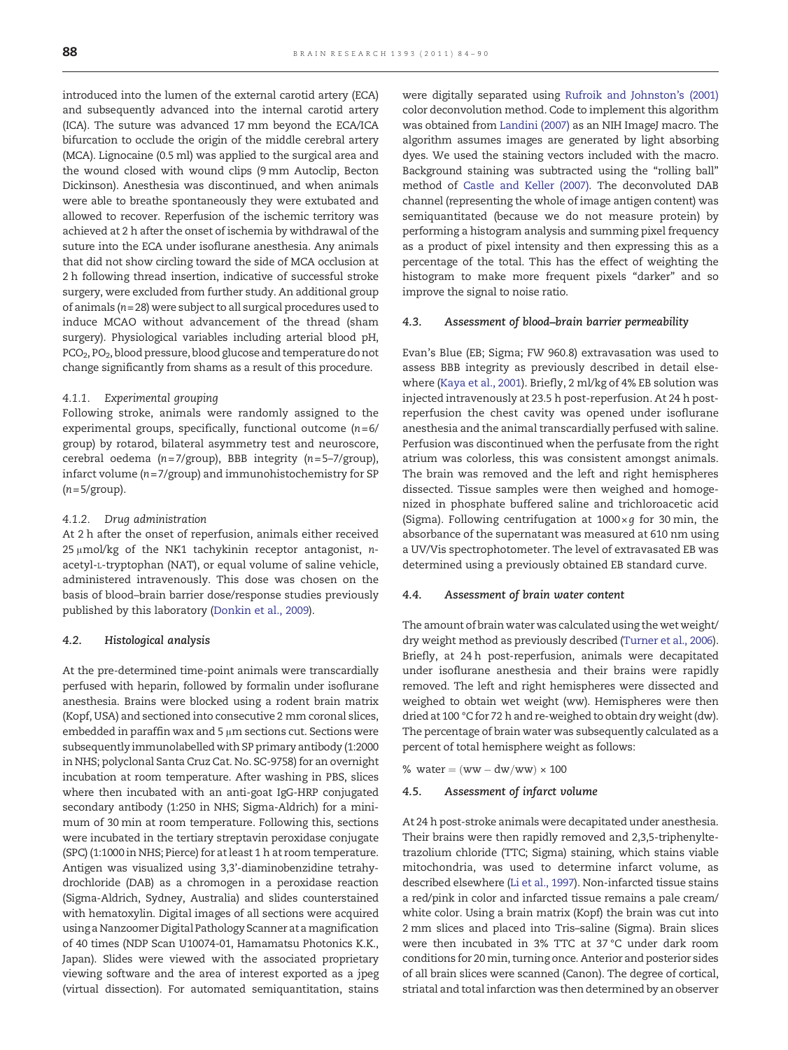introduced into the lumen of the external carotid artery (ECA) and subsequently advanced into the internal carotid artery (ICA). The suture was advanced 17 mm beyond the ECA/ICA bifurcation to occlude the origin of the middle cerebral artery (MCA). Lignocaine (0.5 ml) was applied to the surgical area and the wound closed with wound clips (9 mm Autoclip, Becton Dickinson). Anesthesia was discontinued, and when animals were able to breathe spontaneously they were extubated and allowed to recover. Reperfusion of the ischemic territory was achieved at 2 h after the onset of ischemia by withdrawal of the suture into the ECA under isoflurane anesthesia. Any animals that did not show circling toward the side of MCA occlusion at 2 h following thread insertion, indicative of successful stroke surgery, were excluded from further study. An additional group of animals ($n=28$) were subject to all surgical procedures used to induce MCAO without advancement of the thread (sham surgery). Physiological variables including arterial blood pH, $PCO_2$, $PO_2$, blood pressure, blood glucose and temperature do not change significantly from shams as a result of this procedure.

#### 4.1.1. Experimental grouping

Following stroke, animals were randomly assigned to the experimental groups, specifically, functional outcome ($n=6$/group) by rotarod, bilateral asymmetry test and neuroscore, cerebral oedema ($n=7$/group), BBB integrity ($n=5$–$7$/group), infarct volume ($n=7$/group) and immunohistochemistry for SP ($n=5$/group).

#### 4.1.2. Drug administration

At 2 h after the onset of reperfusion, animals either received 25 μmol/kg of the NK1 tachykinin receptor antagonist, *n*-acetyl-L-tryptophan (NAT), or equal volume of saline vehicle, administered intravenously. This dose was chosen on the basis of blood–brain barrier dose/response studies previously published by this laboratory (Donkin et al., 2009).

### 4.2. Histological analysis

At the pre-determined time-point animals were transcardially perfused with heparin, followed by formalin under isoflurane anesthesia. Brains were blocked using a rodent brain matrix (Kopf, USA) and sectioned into consecutive 2 mm coronal slices, embedded in paraffin wax and 5 μm sections cut. Sections were subsequently immunolabelled with SP primary antibody (1:2000 in NHS; polyclonal Santa Cruz Cat. No. SC-9758) for an overnight incubation at room temperature. After washing in PBS, slices where then incubated with an anti-goat IgG-HRP conjugated secondary antibody (1:250 in NHS; Sigma-Aldrich) for a minimum of 30 min at room temperature. Following this, sections were incubated in the tertiary streptavin peroxidase conjugate (SPC) (1:1000 in NHS; Pierce) for at least 1 h at room temperature. Antigen was visualized using 3,3′-diaminobenzidine tetrahydrochloride (DAB) as a chromogen in a peroxidase reaction (Sigma-Aldrich, Sydney, Australia) and slides counterstained with hematoxylin. Digital images of all sections were acquired using a Nanzoomer Digital Pathology Scanner at a magnification of 40 times (NDP Scan U10074-01, Hamamatsu Photonics K.K., Japan). Slides were viewed with the associated proprietary viewing software and the area of interest exported as a jpeg (virtual dissection). For automated semiquantitation, stains were digitally separated using Rufroik and Johnston's (2001) color deconvolution method. Code to implement this algorithm was obtained from Landini (2007) as an NIH ImageJ macro. The algorithm assumes images are generated by light absorbing dyes. We used the staining vectors included with the macro. Background staining was subtracted using the "rolling ball" method of Castle and Keller (2007). The deconvoluted DAB channel (representing the whole of image antigen content) was semiquantitated (because we do not measure protein) by performing a histogram analysis and summing pixel frequency as a product of pixel intensity and then expressing this as a percentage of the total. This has the effect of weighting the histogram to make more frequent pixels "darker" and so improve the signal to noise ratio.

### 4.3. Assessment of blood–brain barrier permeability

Evan's Blue (EB; Sigma; FW 960.8) extravasation was used to assess BBB integrity as previously described in detail elsewhere (Kaya et al., 2001). Briefly, 2 ml/kg of 4% EB solution was injected intravenously at 23.5 h post-reperfusion. At 24 h post-reperfusion the chest cavity was opened under isoflurane anesthesia and the animal transcardially perfused with saline. Perfusion was discontinued when the perfusate from the right atrium was colorless, this was consistent amongst animals. The brain was removed and the left and right hemispheres dissected. Tissue samples were then weighed and homogenized in phosphate buffered saline and trichloroacetic acid (Sigma). Following centrifugation at $1000\times g$ for 30 min, the absorbance of the supernatant was measured at 610 nm using a UV/Vis spectrophotometer. The level of extravasated EB was determined using a previously obtained EB standard curve.

### 4.4. Assessment of brain water content

The amount of brain water was calculated using the wet weight/dry weight method as previously described (Turner et al., 2006). Briefly, at 24 h post-reperfusion, animals were decapitated under isoflurane anesthesia and their brains were rapidly removed. The left and right hemispheres were dissected and weighed to obtain wet weight (ww). Hemispheres were then dried at 100 °C for 72 h and re-weighed to obtain dry weight (dw). The percentage of brain water was subsequently calculated as a percent of total hemisphere weight as follows:

$$\%\ \text{water} = (\text{ww} - \text{dw}/\text{ww}) \times 100$$

### 4.5. Assessment of infarct volume

At 24 h post-stroke animals were decapitated under anesthesia. Their brains were then rapidly removed and 2,3,5-triphenyltetrazolium chloride (TTC; Sigma) staining, which stains viable mitochondria, was used to determine infarct volume, as described elsewhere (Li et al., 1997). Non-infarcted tissue stains a red/pink in color and infarcted tissue remains a pale cream/white color. Using a brain matrix (Kopf) the brain was cut into 2 mm slices and placed into Tris–saline (Sigma). Brain slices were then incubated in 3% TTC at 37 °C under dark room conditions for 20 min, turning once. Anterior and posterior sides of all brain slices were scanned (Canon). The degree of cortical, striatal and total infarction was then determined by an observer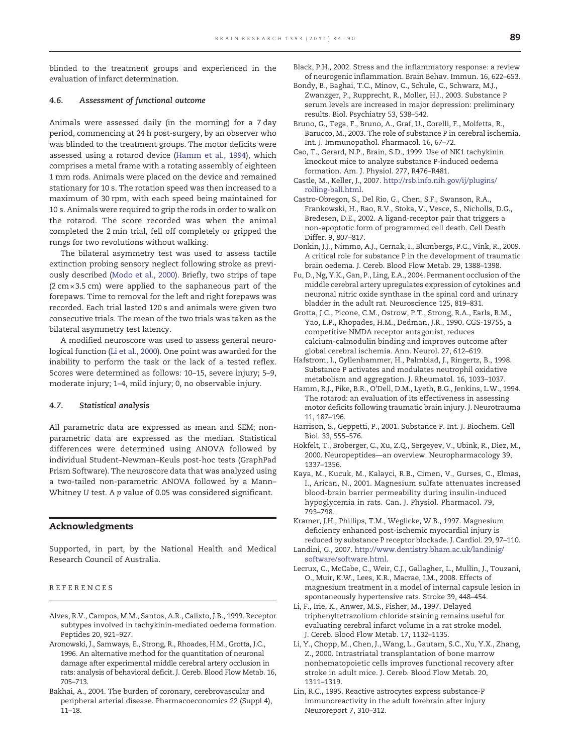blinded to the treatment groups and experienced in the evaluation of infarct determination.

### 4.6. Assessment of functional outcome

Animals were assessed daily (in the morning) for a 7 day period, commencing at 24 h post-surgery, by an observer who was blinded to the treatment groups. The motor deficits were assessed using a rotarod device (Hamm et al., 1994), which comprises a metal frame with a rotating assembly of eighteen 1 mm rods. Animals were placed on the device and remained stationary for 10 s. The rotation speed was then increased to a maximum of 30 rpm, with each speed being maintained for 10 s. Animals were required to grip the rods in order to walk on the rotarod. The score recorded was when the animal completed the 2 min trial, fell off completely or gripped the rungs for two revolutions without walking.

The bilateral asymmetry test was used to assess tactile extinction probing sensory neglect following stroke as previously described (Modo et al., 2000). Briefly, two strips of tape (2 cm × 3.5 cm) were applied to the saphaneous part of the forepaws. Time to removal for the left and right forepaws was recorded. Each trial lasted 120 s and animals were given two consecutive trials. The mean of the two trials was taken as the bilateral asymmetry test latency.

A modified neuroscore was used to assess general neurological function (Li et al., 2000). One point was awarded for the inability to perform the task or the lack of a tested reflex. Scores were determined as follows: 10–15, severe injury; 5–9, moderate injury; 1–4, mild injury; 0, no observable injury.

### 4.7. Statistical analysis

All parametric data are expressed as mean and SEM; nonparametric data are expressed as the median. Statistical differences were determined using ANOVA followed by individual Student–Newman–Keuls post-hoc tests (GraphPad Prism Software). The neuroscore data that was analyzed using a two-tailed non-parametric ANOVA followed by a Mann–Whitney *U* test. A *p* value of 0.05 was considered significant.

## Acknowledgments

Supported, in part, by the National Health and Medical Research Council of Australia.

## REFERENCES

Alves, R.V., Campos, M.M., Santos, A.R., Calixto, J.B., 1999. Receptor subtypes involved in tachykinin-mediated oedema formation. Peptides 20, 921–927.

Aronowski, J., Samways, E., Strong, R., Rhoades, H.M., Grotta, J.C., 1996. An alternative method for the quantitation of neuronal damage after experimental middle cerebral artery occlusion in rats: analysis of behavioral deficit. J. Cereb. Blood Flow Metab. 16, 705–713.

Bakhai, A., 2004. The burden of coronary, cerebrovascular and peripheral arterial disease. Pharmacoeconomics 22 (Suppl 4), 11–18.

Black, P.H., 2002. Stress and the inflammatory response: a review of neurogenic inflammation. Brain Behav. Immun. 16, 622–653.

Bondy, B., Baghai, T.C., Minov, C., Schule, C., Schwarz, M.J., Zwanzger, P., Rupprecht, R., Moller, H.J., 2003. Substance P serum levels are increased in major depression: preliminary results. Biol. Psychiatry 53, 538–542.

Bruno, G., Tega, F., Bruno, A., Graf, U., Corelli, F., Molfetta, R., Barucco, M., 2003. The role of substance P in cerebral ischemia. Int. J. Immunopathol. Pharmacol. 16, 67–72.

Cao, T., Gerard, N.P., Brain, S.D., 1999. Use of NK1 tachykinin knockout mice to analyze substance P-induced oedema formation. Am. J. Physiol. 277, R476–R481.

Castle, M., Keller, J., 2007. http://rsb.info.nih.gov/ij/plugins/rolling-ball.html.

Castro-Obregon, S., Del Rio, G., Chen, S.F., Swanson, R.A., Frankowski, H., Rao, R.V., Stoka, V., Vesce, S., Nicholls, D.G., Bredesen, D.E., 2002. A ligand-receptor pair that triggers a non-apoptotic form of programmed cell death. Cell Death Differ. 9, 807–817.

Donkin, J.J., Nimmo, A.J., Cernak, I., Blumbergs, P.C., Vink, R., 2009. A critical role for substance P in the development of traumatic brain oedema. J. Cereb. Blood Flow Metab. 29, 1388–1398.

Fu, D., Ng, Y.K., Gan, P., Ling, E.A., 2004. Permanent occlusion of the middle cerebral artery upregulates expression of cytokines and neuronal nitric oxide synthase in the spinal cord and urinary bladder in the adult rat. Neuroscience 125, 819–831.

Grotta, J.C., Picone, C.M., Ostrow, P.T., Strong, R.A., Earls, R.M., Yao, L.P., Rhopades, H.M., Dedman, J.R., 1990. CGS-19755, a competitive NMDA receptor antagonist, reduces calcium-calmodulin binding and improves outcome after global cerebral ischemia. Ann. Neurol. 27, 612–619.

Hafstrom, I., Gyllenhammer, H., Palmblad, J., Ringertz, B., 1998. Substance P activates and modulates neutrophil oxidative metabolism and aggregation. J. Rheumatol. 16, 1033–1037.

Hamm, R.J., Pike, B.R., O'Dell, D.M., Lyeth, B.G., Jenkins, L.W., 1994. The rotarod: an evaluation of its effectiveness in assessing motor deficits following traumatic brain injury. J. Neurotrauma 11, 187–196.

Harrison, S., Geppetti, P., 2001. Substance P. Int. J. Biochem. Cell Biol. 33, 555–576.

Hokfelt, T., Broberger, C., Xu, Z.Q., Sergeyev, V., Ubink, R., Diez, M., 2000. Neuropeptides—an overview. Neuropharmacology 39, 1337–1356.

Kaya, M., Kucuk, M., Kalayci, R.B., Cimen, V., Gurses, C., Elmas, I., Arican, N., 2001. Magnesium sulfate attenuates increased blood-brain barrier permeability during insulin-induced hypoglycemia in rats. Can. J. Physiol. Pharmacol. 79, 793–798.

Kramer, J.H., Phillips, T.M., Weglicke, W.B., 1997. Magnesium deficiency enhanced post-ischemic myocardial injury is reduced by substance P receptor blockade. J. Cardiol. 29, 97–110.

Landini, G., 2007. http://www.dentistry.bham.ac.uk/landinig/software/software.html.

Lecrux, C., McCabe, C., Weir, C.J., Gallagher, L., Mullin, J., Touzani, O., Muir, K.W., Lees, K.R., Macrae, I.M., 2008. Effects of magnesium treatment in a model of internal capsule lesion in spontaneously hypertensive rats. Stroke 39, 448–454.

Li, F., Irie, K., Anwer, M.S., Fisher, M., 1997. Delayed triphenyltetrazolium chloride staining remains useful for evaluating cerebral infarct volume in a rat stroke model. J. Cereb. Blood Flow Metab. 17, 1132–1135.

Li, Y., Chopp, M., Chen, J., Wang, L., Gautam, S.C., Xu, Y.X., Zhang, Z., 2000. Intrastriatal transplantation of bone marrow nonhematopoietic cells improves functional recovery after stroke in adult mice. J. Cereb. Blood Flow Metab. 20, 1311–1319.

Lin, R.C., 1995. Reactive astrocytes express substance-P immunoreactivity in the adult forebrain after injury Neuroreport 7, 310–312.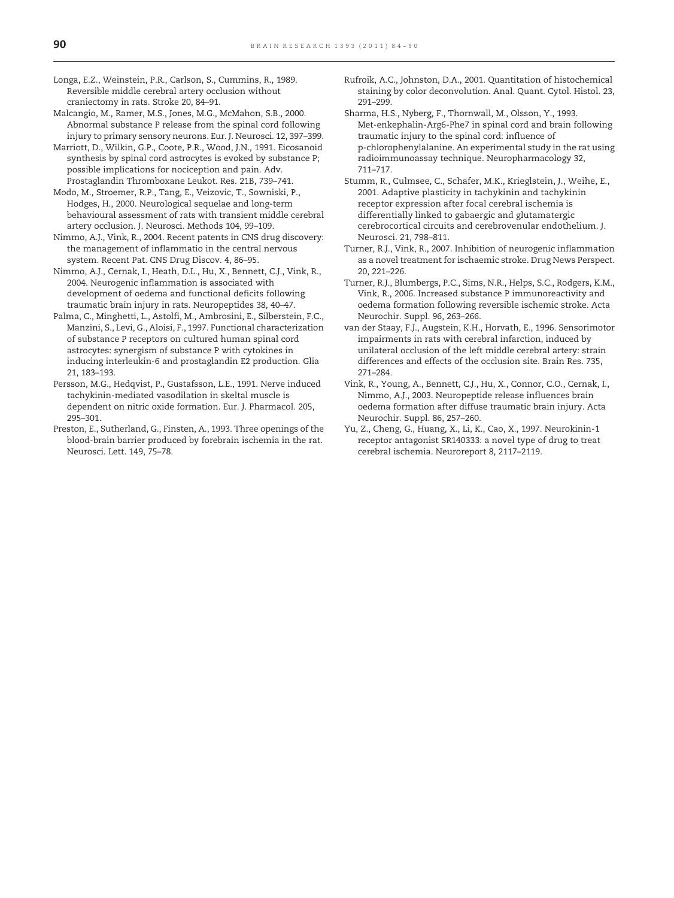Longa, E.Z., Weinstein, P.R., Carlson, S., Cummins, R., 1989. Reversible middle cerebral artery occlusion without craniectomy in rats. Stroke 20, 84–91.

Malcangio, M., Ramer, M.S., Jones, M.G., McMahon, S.B., 2000. Abnormal substance P release from the spinal cord following injury to primary sensory neurons. Eur. J. Neurosci. 12, 397–399.

Marriott, D., Wilkin, G.P., Coote, P.R., Wood, J.N., 1991. Eicosanoid synthesis by spinal cord astrocytes is evoked by substance P; possible implications for nociception and pain. Adv. Prostaglandin Thromboxane Leukot. Res. 21B, 739–741.

Modo, M., Stroemer, R.P., Tang, E., Veizovic, T., Sowniski, P., Hodges, H., 2000. Neurological sequelae and long-term behavioural assessment of rats with transient middle cerebral artery occlusion. J. Neurosci. Methods 104, 99–109.

Nimmo, A.J., Vink, R., 2004. Recent patents in CNS drug discovery: the management of inflammatio in the central nervous system. Recent Pat. CNS Drug Discov. 4, 86–95.

Nimmo, A.J., Cernak, I., Heath, D.L., Hu, X., Bennett, C.J., Vink, R., 2004. Neurogenic inflammation is associated with development of oedema and functional deficits following traumatic brain injury in rats. Neuropeptides 38, 40–47.

Palma, C., Minghetti, L., Astolfi, M., Ambrosini, E., Silberstein, F.C., Manzini, S., Levi, G., Aloisi, F., 1997. Functional characterization of substance P receptors on cultured human spinal cord astrocytes: synergism of substance P with cytokines in inducing interleukin-6 and prostaglandin E2 production. Glia 21, 183–193.

Persson, M.G., Hedqvist, P., Gustafsson, L.E., 1991. Nerve induced tachykinin-mediated vasodilation in skeltal muscle is dependent on nitric oxide formation. Eur. J. Pharmacol. 205, 295–301.

Preston, E., Sutherland, G., Finsten, A., 1993. Three openings of the blood-brain barrier produced by forebrain ischemia in the rat. Neurosci. Lett. 149, 75–78.

Rufroik, A.C., Johnston, D.A., 2001. Quantitation of histochemical staining by color deconvolution. Anal. Quant. Cytol. Histol. 23, 291–299.

Sharma, H.S., Nyberg, F., Thornwall, M., Olsson, Y., 1993. Met-enkephalin-Arg6-Phe7 in spinal cord and brain following traumatic injury to the spinal cord: influence of p-chlorophenylalanine. An experimental study in the rat using radioimmunoassay technique. Neuropharmacology 32, 711–717.

Stumm, R., Culmsee, C., Schafer, M.K., Krieglstein, J., Weihe, E., 2001. Adaptive plasticity in tachykinin and tachykinin receptor expression after focal cerebral ischemia is differentially linked to gabaergic and glutamatergic cerebrocortical circuits and cerebrovenular endothelium. J. Neurosci. 21, 798–811.

Turner, R.J., Vink, R., 2007. Inhibition of neurogenic inflammation as a novel treatment for ischaemic stroke. Drug News Perspect. 20, 221–226.

Turner, R.J., Blumbergs, P.C., Sims, N.R., Helps, S.C., Rodgers, K.M., Vink, R., 2006. Increased substance P immunoreactivity and oedema formation following reversible ischemic stroke. Acta Neurochir. Suppl. 96, 263–266.

van der Staay, F.J., Augstein, K.H., Horvath, E., 1996. Sensorimotor impairments in rats with cerebral infarction, induced by unilateral occlusion of the left middle cerebral artery: strain differences and effects of the occlusion site. Brain Res. 735, 271–284.

Vink, R., Young, A., Bennett, C.J., Hu, X., Connor, C.O., Cernak, I., Nimmo, A.J., 2003. Neuropeptide release influences brain oedema formation after diffuse traumatic brain injury. Acta Neurochir. Suppl. 86, 257–260.

Yu, Z., Cheng, G., Huang, X., Li, K., Cao, X., 1997. Neurokinin-1 receptor antagonist SR140333: a novel type of drug to treat cerebral ischemia. Neuroreport 8, 2117–2119.